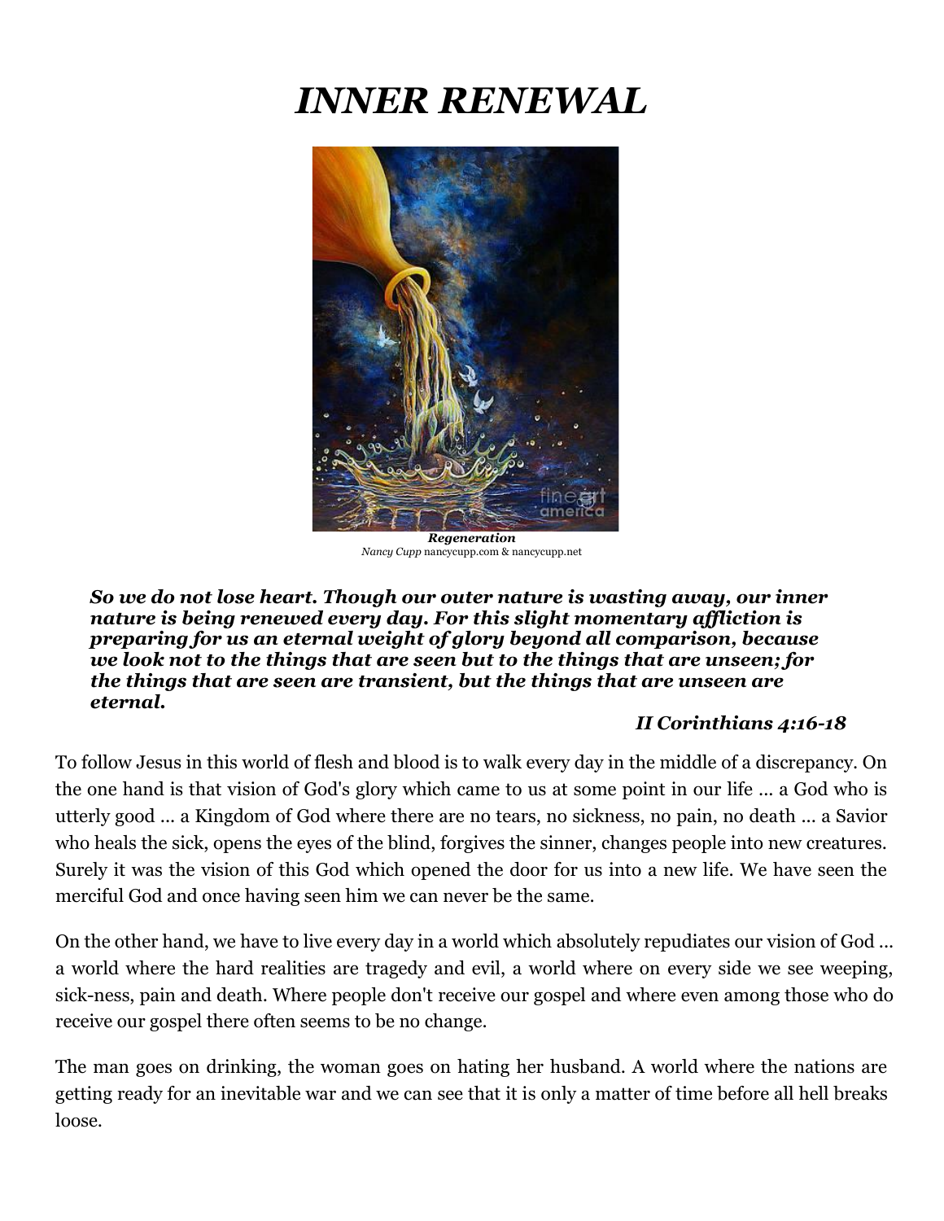# *INNER RENEWAL*

***Regeneration***
*Nancy Cupp* nancycupp.com & nancycupp.net

> ***So we do not lose heart. Though our outer nature is wasting away, our inner nature is being renewed every day. For this slight momentary affliction is preparing for us an eternal weight of glory beyond all comparison, because we look not to the things that are seen but to the things that are unseen; for the things that are seen are transient, but the things that are unseen are eternal.***
>
> ***II Corinthians 4:16-18***

To follow Jesus in this world of flesh and blood is to walk every day in the middle of a discrepancy. On the one hand is that vision of God's glory which came to us at some point in our life ... a God who is utterly good ... a Kingdom of God where there are no tears, no sickness, no pain, no death ... a Savior who heals the sick, opens the eyes of the blind, forgives the sinner, changes people into new creatures. Surely it was the vision of this God which opened the door for us into a new life. We have seen the merciful God and once having seen him we can never be the same.

On the other hand, we have to live every day in a world which absolutely repudiates our vision of God ... a world where the hard realities are tragedy and evil, a world where on every side we see weeping, sick-ness, pain and death. Where people don't receive our gospel and where even among those who do receive our gospel there often seems to be no change.

The man goes on drinking, the woman goes on hating her husband. A world where the nations are getting ready for an inevitable war and we can see that it is only a matter of time before all hell breaks loose.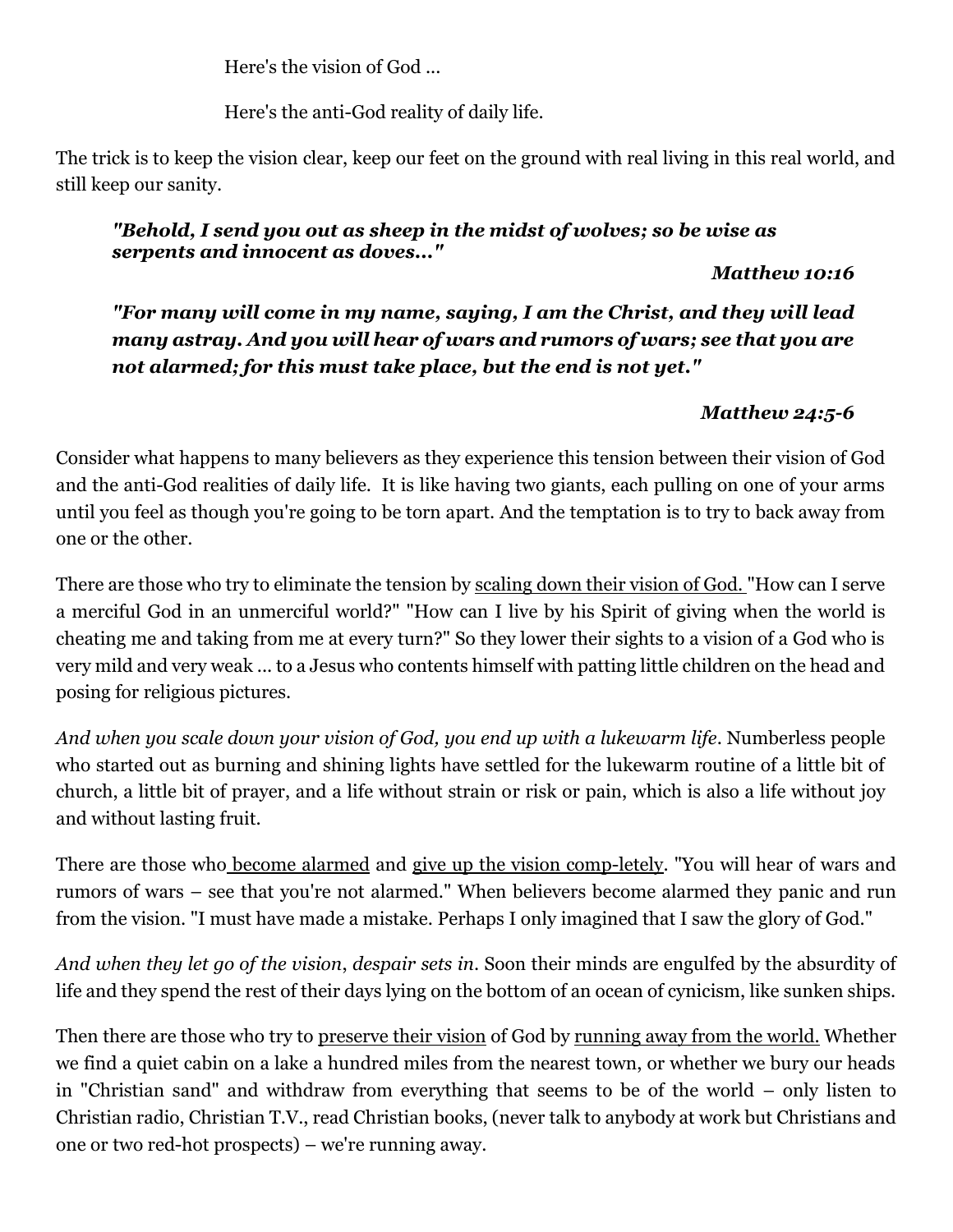Here's the vision of God ...

Here's the anti-God reality of daily life.

The trick is to keep the vision clear, keep our feet on the ground with real living in this real world, and still keep our sanity.

> ***"Behold, I send you out as sheep in the midst of wolves; so be wise as serpents and innocent as doves..."***
>
> ***Matthew 10:16***
>
> ***"For many will come in my name, saying, I am the Christ, and they will lead many astray. And you will hear of wars and rumors of wars; see that you are not alarmed; for this must take place, but the end is not yet."***
>
> ***Matthew 24:5-6***

Consider what happens to many believers as they experience this tension between their vision of God and the anti-God realities of daily life. It is like having two giants, each pulling on one of your arms until you feel as though you're going to be torn apart. And the temptation is to try to back away from one or the other.

There are those who try to eliminate the tension by <u>scaling down their vision of God.</u> "How can I serve a merciful God in an unmerciful world?" "How can I live by his Spirit of giving when the world is cheating me and taking from me at every turn?" So they lower their sights to a vision of a God who is very mild and very weak ... to a Jesus who contents himself with patting little children on the head and posing for religious pictures.

*And when you scale down your vision of God, you end up with a lukewarm life*. Numberless people who started out as burning and shining lights have settled for the lukewarm routine of a little bit of church, a little bit of prayer, and a life without strain or risk or pain, which is also a life without joy and without lasting fruit.

There are those who <u>become alarmed</u> and <u>give up the vision comp-letely</u>. "You will hear of wars and rumors of wars – see that you're not alarmed." When believers become alarmed they panic and run from the vision. "I must have made a mistake. Perhaps I only imagined that I saw the glory of God."

*And when they let go of the vision*, *despair sets in*. Soon their minds are engulfed by the absurdity of life and they spend the rest of their days lying on the bottom of an ocean of cynicism, like sunken ships.

Then there are those who try to <u>preserve their vision</u> of God by <u>running away from the world.</u> Whether we find a quiet cabin on a lake a hundred miles from the nearest town, or whether we bury our heads in "Christian sand" and withdraw from everything that seems to be of the world – only listen to Christian radio, Christian T.V., read Christian books, (never talk to anybody at work but Christians and one or two red-hot prospects) – we're running away.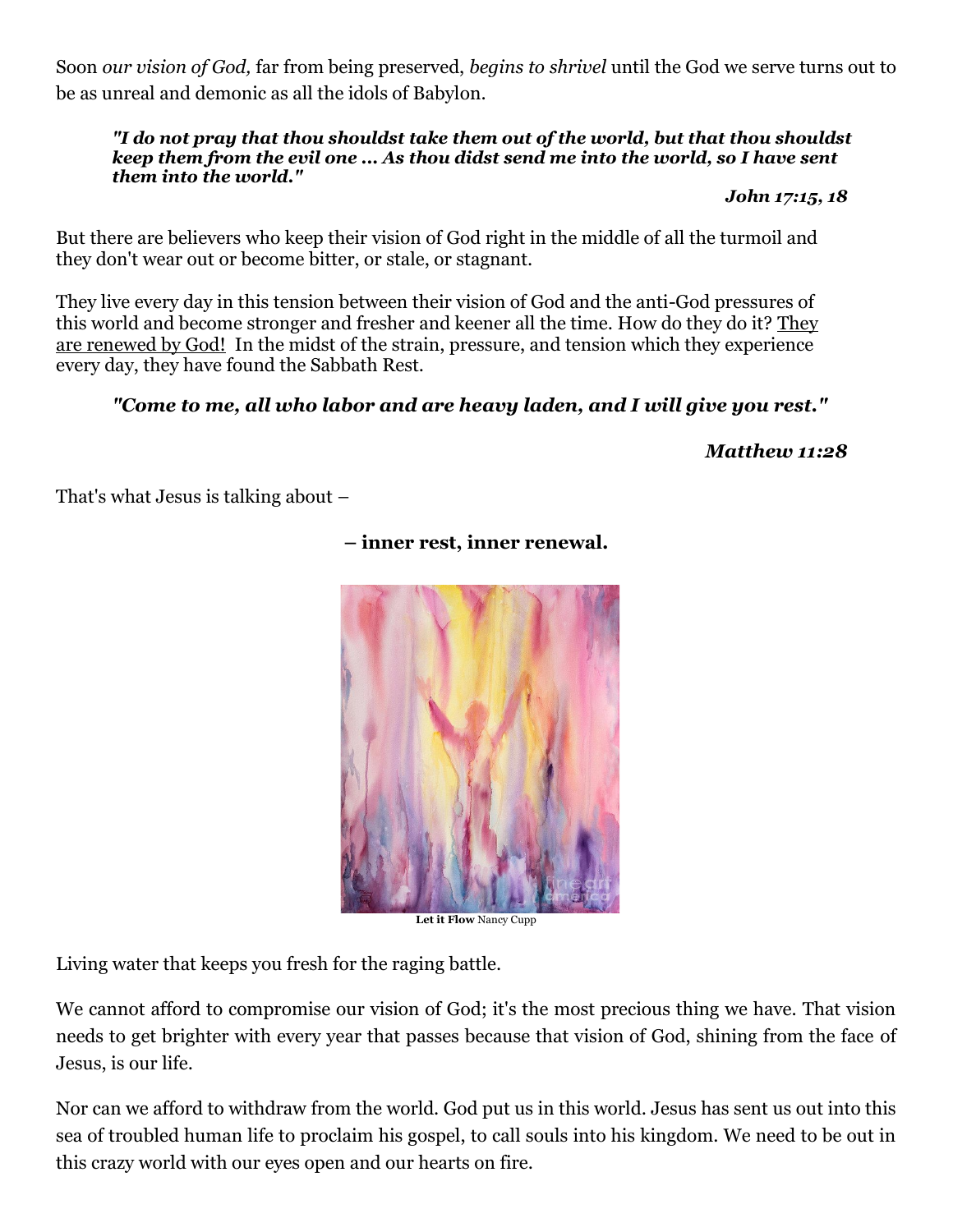Soon *our vision of God,* far from being preserved, *begins to shrivel* until the God we serve turns out to be as unreal and demonic as all the idols of Babylon.

> ***"I do not pray that thou shouldst take them out of the world, but that thou shouldst keep them from the evil one ... As thou didst send me into the world, so I have sent them into the world."***
>
> ***John 17:15, 18***

But there are believers who keep their vision of God right in the middle of all the turmoil and they don't wear out or become bitter, or stale, or stagnant.

They live every day in this tension between their vision of God and the anti-God pressures of this world and become stronger and fresher and keener all the time. How do they do it? <u>They are renewed by God!</u> In the midst of the strain, pressure, and tension which they experience every day, they have found the Sabbath Rest.

> ***"Come to me, all who labor and are heavy laden, and I will give you rest."***
>
> ***Matthew 11:28***

That's what Jesus is talking about –

**– inner rest, inner renewal.**

**Let it Flow** Nancy Cupp

Living water that keeps you fresh for the raging battle.

We cannot afford to compromise our vision of God; it's the most precious thing we have. That vision needs to get brighter with every year that passes because that vision of God, shining from the face of Jesus, is our life.

Nor can we afford to withdraw from the world. God put us in this world. Jesus has sent us out into this sea of troubled human life to proclaim his gospel, to call souls into his kingdom. We need to be out in this crazy world with our eyes open and our hearts on fire.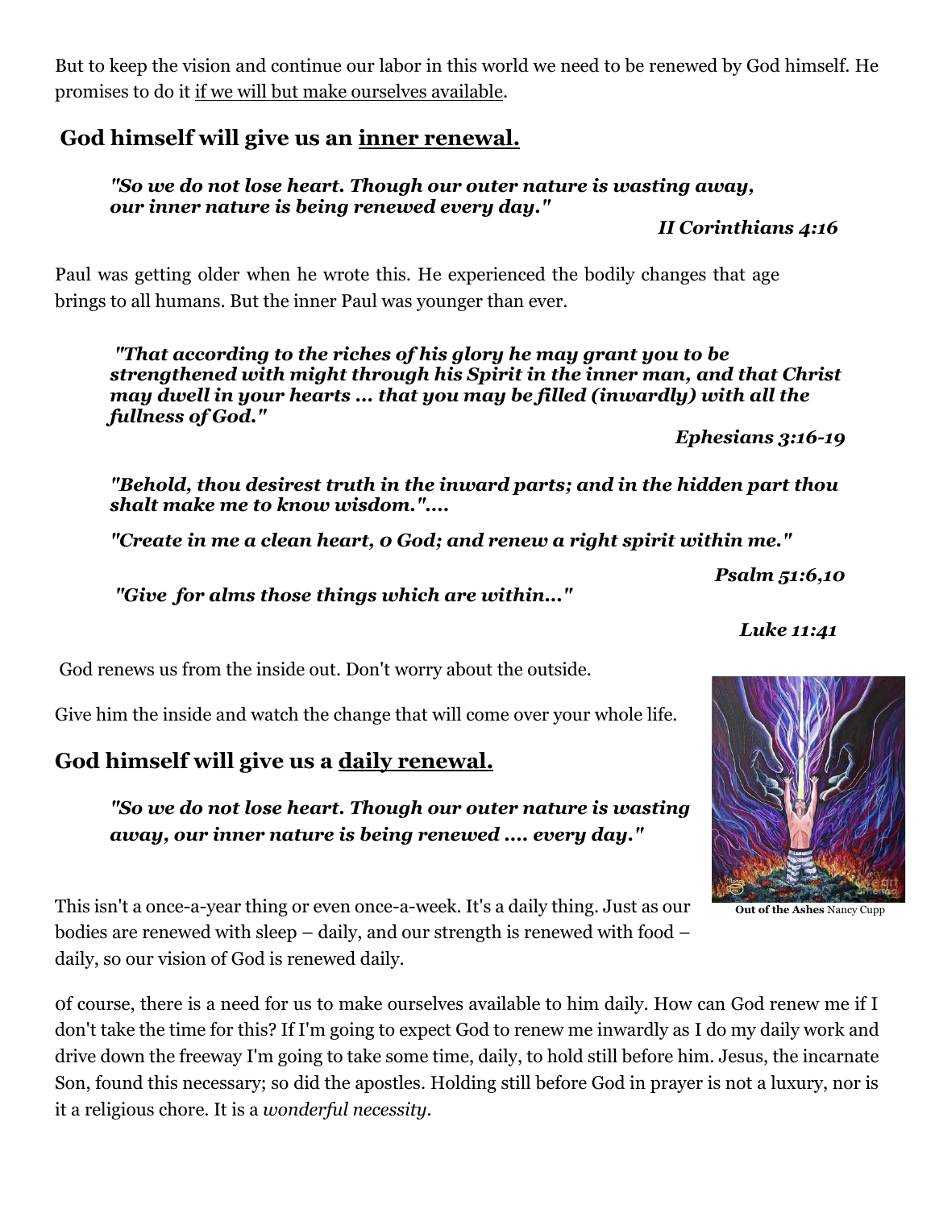But to keep the vision and continue our labor in this world we need to be renewed by God himself. He promises to do it <u>if we will but make ourselves available</u>.

## God himself will give us an <u>inner renewal.</u>

> ***"So we do not lose heart. Though our outer nature is wasting away, our inner nature is being renewed every day."***
>
> ***II Corinthians 4:16***

Paul was getting older when he wrote this. He experienced the bodily changes that age brings to all humans. But the inner Paul was younger than ever.

> ***"That according to the riches of his glory he may grant you to be strengthened with might through his Spirit in the inner man, and that Christ may dwell in your hearts ... that you may be filled (inwardly) with all the fullness of God."***
>
> ***Ephesians 3:16-19***

> ***"Behold, thou desirest truth in the inward parts; and in the hidden part thou shalt make me to know wisdom."....***
>
> ***"Create in me a clean heart, O God; and renew a right spirit within me."***
>
> ***Psalm 51:6,10***

> ***"Give for alms those things which are within..."***
>
> ***Luke 11:41***

God renews us from the inside out. Don't worry about the outside.

Give him the inside and watch the change that will come over your whole life.

**Out of the Ashes** Nancy Cupp

## God himself will give us a <u>daily renewal.</u>

> ***"So we do not lose heart. Though our outer nature is wasting away, our inner nature is being renewed .... every day."***

This isn't a once-a-year thing or even once-a-week. It's a daily thing. Just as our bodies are renewed with sleep – daily, and our strength is renewed with food – daily, so our vision of God is renewed daily.

Of course, there is a need for us to make ourselves available to him daily. How can God renew me if I don't take the time for this? If I'm going to expect God to renew me inwardly as I do my daily work and drive down the freeway I'm going to take some time, daily, to hold still before him. Jesus, the incarnate Son, found this necessary; so did the apostles. Holding still before God in prayer is not a luxury, nor is it a religious chore. It is a *wonderful necessity.*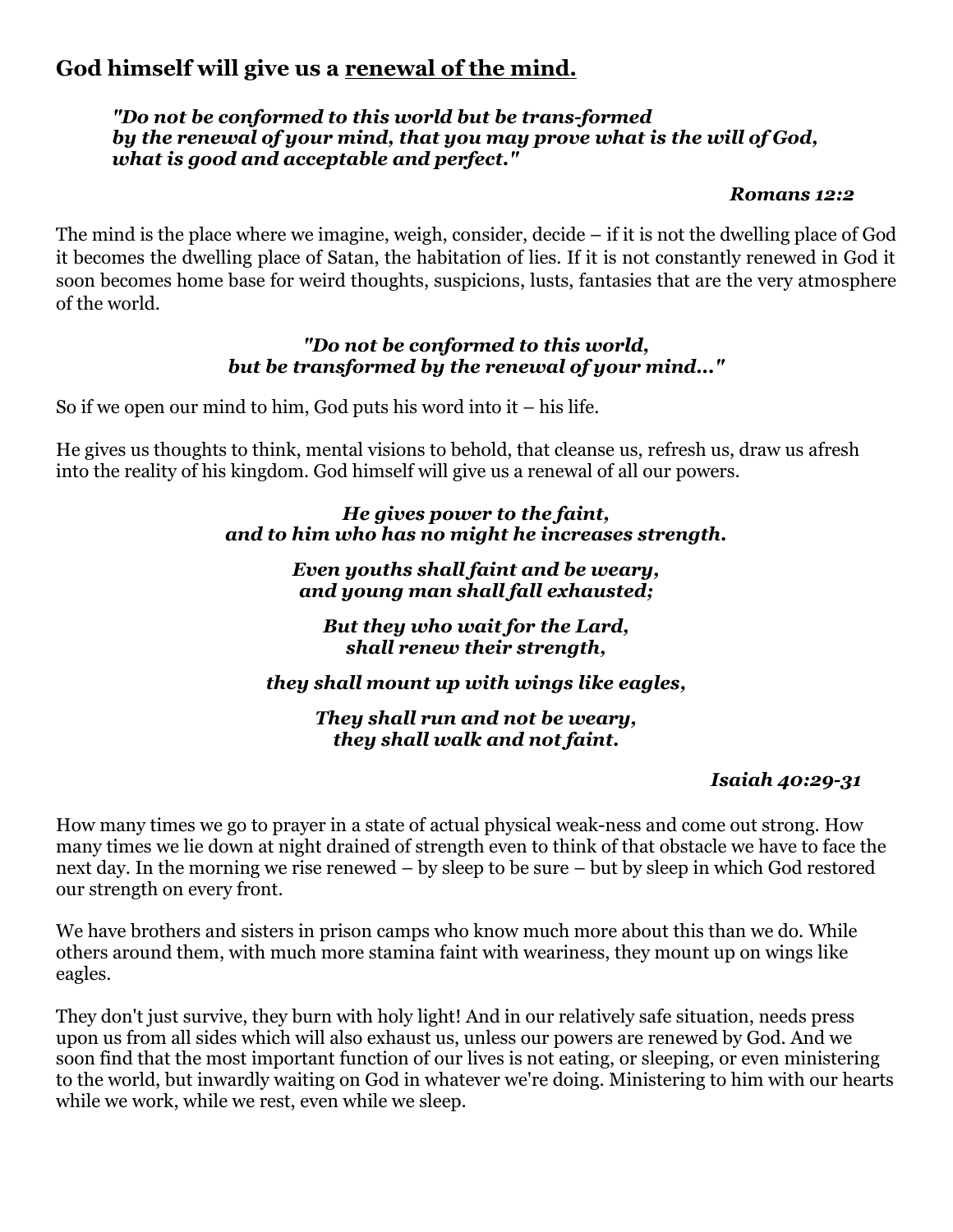## **God himself will give us a <u>renewal of the mind.</u>**

> ***"Do not be conformed to this world but be trans-formed by the renewal of your mind, that you may prove what is the will of God, what is good and acceptable and perfect."***
>
> ***Romans 12:2***

The mind is the place where we imagine, weigh, consider, decide – if it is not the dwelling place of God it becomes the dwelling place of Satan, the habitation of lies. If it is not constantly renewed in God it soon becomes home base for weird thoughts, suspicions, lusts, fantasies that are the very atmosphere of the world.

***"Do not be conformed to this world,***
***but be transformed by the renewal of your mind..."***

So if we open our mind to him, God puts his word into it – his life.

He gives us thoughts to think, mental visions to behold, that cleanse us, refresh us, draw us afresh into the reality of his kingdom. God himself will give us a renewal of all our powers.

***He gives power to the faint,***
***and to him who has no might he increases strength.***

***Even youths shall faint and be weary,***
***and young man shall fall exhausted;***

***But they who wait for the Lard,***
***shall renew their strength,***

***they shall mount up with wings like eagles,***

***They shall run and not be weary,***
***they shall walk and not faint.***

***Isaiah 40:29-31***

How many times we go to prayer in a state of actual physical weak-ness and come out strong. How many times we lie down at night drained of strength even to think of that obstacle we have to face the next day. In the morning we rise renewed – by sleep to be sure – but by sleep in which God restored our strength on every front.

We have brothers and sisters in prison camps who know much more about this than we do. While others around them, with much more stamina faint with weariness, they mount up on wings like eagles.

They don't just survive, they burn with holy light! And in our relatively safe situation, needs press upon us from all sides which will also exhaust us, unless our powers are renewed by God. And we soon find that the most important function of our lives is not eating, or sleeping, or even ministering to the world, but inwardly waiting on God in whatever we're doing. Ministering to him with our hearts while we work, while we rest, even while we sleep.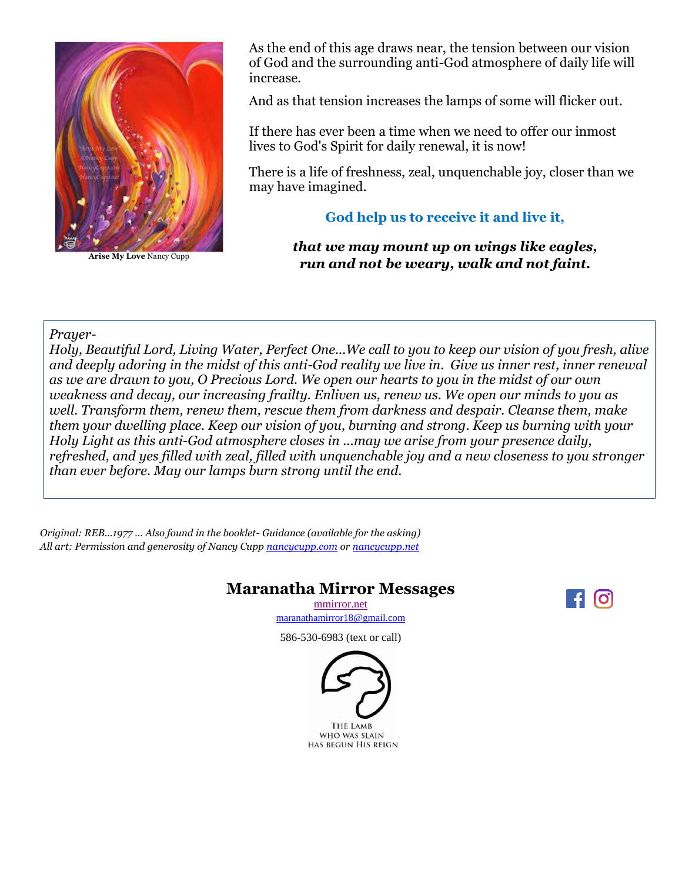**Arise My Love** Nancy Cupp

As the end of this age draws near, the tension between our vision of God and the surrounding anti-God atmosphere of daily life will increase.

And as that tension increases the lamps of some will flicker out.

If there has ever been a time when we need to offer our inmost lives to God's Spirit for daily renewal, it is now!

There is a life of freshness, zeal, unquenchable joy, closer than we may have imagined.

**God help us to receive it and live it,**

***that we may mount up on wings like eagles, run and not be weary, walk and not faint.***

*Prayer-*
*Holy, Beautiful Lord, Living Water, Perfect One...We call to you to keep our vision of you fresh, alive and deeply adoring in the midst of this anti-God reality we live in. Give us inner rest, inner renewal as we are drawn to you, O Precious Lord. We open our hearts to you in the midst of our own weakness and decay, our increasing frailty. Enliven us, renew us. We open our minds to you as well. Transform them, renew them, rescue them from darkness and despair. Cleanse them, make them your dwelling place. Keep our vision of you, burning and strong. Keep us burning with your Holy Light as this anti-God atmosphere closes in ...may we arise from your presence daily, refreshed, and yes filled with zeal, filled with unquenchable joy and a new closeness to you stronger than ever before. May our lamps burn strong until the end.*

*Original: REB...1977 ... Also found in the booklet- Guidance (available for the asking)*
*All art: Permission and generosity of Nancy Cupp nancycupp.com or nancycupp.net*

## Maranatha Mirror Messages

mmirror.net

maranathamirror18@gmail.com

586-530-6983 (text or call)

THE LAMB WHO WAS SLAIN HAS BEGUN HIS REIGN